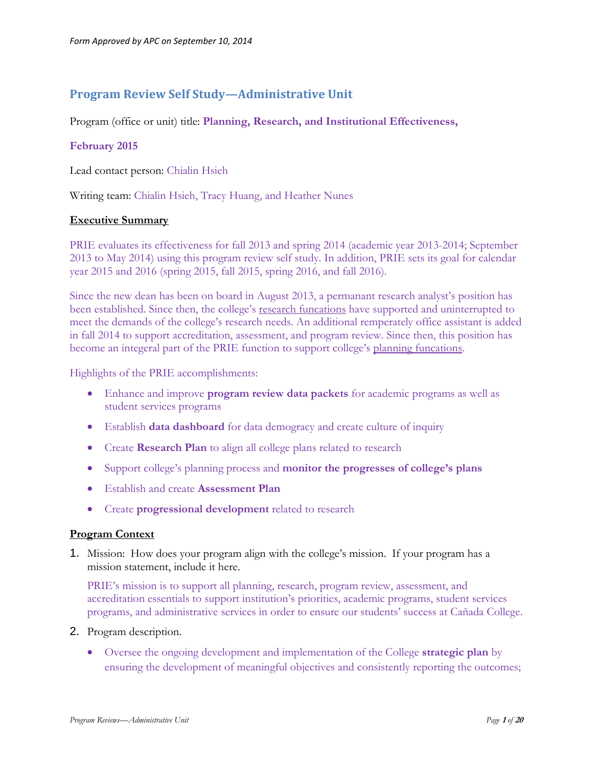*Form Approved by APC on September 10, 2014*

## Program Review Self Study—Administrative Unit

Program (office or unit) title: **Planning, Research, and Institutional Effectiveness,**

**February 2015**

Lead contact person: Chialin Hsieh

Writing team: Chialin Hsieh, Tracy Huang, and Heather Nunes

**Executive Summary**

PRIE evaluates its effectiveness for fall 2013 and spring 2014 (academic year 2013-2014; September 2013 to May 2014) using this program review self study. In addition, PRIE sets its goal for calendar year 2015 and 2016 (spring 2015, fall 2015, spring 2016, and fall 2016).

Since the new dean has been on board in August 2013, a permanant research analyst's position has been established. Since then, the college's research funcations have supported and uninterrupted to meet the demands of the college's research needs. An additional remperately office assistant is added in fall 2014 to support accreditation, assessment, and program review. Since then, this position has become an integral part of the PRIE function to support college's planning funcations.

Highlights of the PRIE accomplishments:

- Enhance and improve **program review data packets** for academic programs as well as student services programs
- Establish **data dashboard** for data demogracy and create culture of inquiry
- Create **Research Plan** to align all college plans related to research
- Support college's planning process and **monitor the progresses of college's plans**
- Establish and create **Assessment Plan**
- Create **progressional development** related to research

**Program Context**

1. Mission: How does your program align with the college's mission. If your program has a mission statement, include it here.

   PRIE's mission is to support all planning, research, program review, assessment, and accreditation essentials to support institution's priorities, academic programs, student services programs, and administrative services in order to ensure our students' success at Cañada College.

2. Program description.

   - Oversee the ongoing development and implementation of the College **strategic plan** by ensuring the development of meaningful objectives and consistently reporting the outcomes;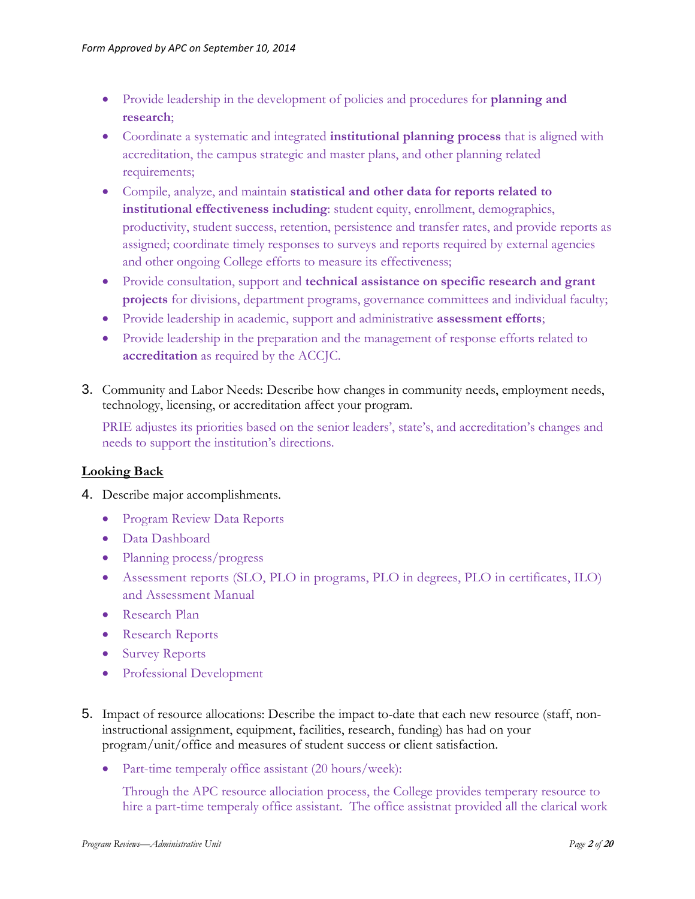- Provide leadership in the development of policies and procedures for **planning and research**;
- Coordinate a systematic and integrated **institutional planning process** that is aligned with accreditation, the campus strategic and master plans, and other planning related requirements;
- Compile, analyze, and maintain **statistical and other data for reports related to institutional effectiveness including**: student equity, enrollment, demographics, productivity, student success, retention, persistence and transfer rates, and provide reports as assigned; coordinate timely responses to surveys and reports required by external agencies and other ongoing College efforts to measure its effectiveness;
- Provide consultation, support and **technical assistance on specific research and grant projects** for divisions, department programs, governance committees and individual faculty;
- Provide leadership in academic, support and administrative **assessment efforts**;
- Provide leadership in the preparation and the management of response efforts related to **accreditation** as required by the ACCJC.

3. Community and Labor Needs: Describe how changes in community needs, employment needs, technology, licensing, or accreditation affect your program.

   PRIE adjustes its priorities based on the senior leaders', state's, and accreditation's changes and needs to support the institution's directions.

## Looking Back

4. Describe major accomplishments.

   - Program Review Data Reports
   - Data Dashboard
   - Planning process/progress
   - Assessment reports (SLO, PLO in programs, PLO in degrees, PLO in certificates, ILO) and Assessment Manual
   - Research Plan
   - Research Reports
   - Survey Reports
   - Professional Development

5. Impact of resource allocations: Describe the impact to-date that each new resource (staff, non-instructional assignment, equipment, facilities, research, funding) has had on your program/unit/office and measures of student success or client satisfaction.

   - Part-time temperaly office assistant (20 hours/week):

     Through the APC resource allociation process, the College provides temperary resource to hire a part-time temperaly office assistant. The office assistnat provided all the clarical work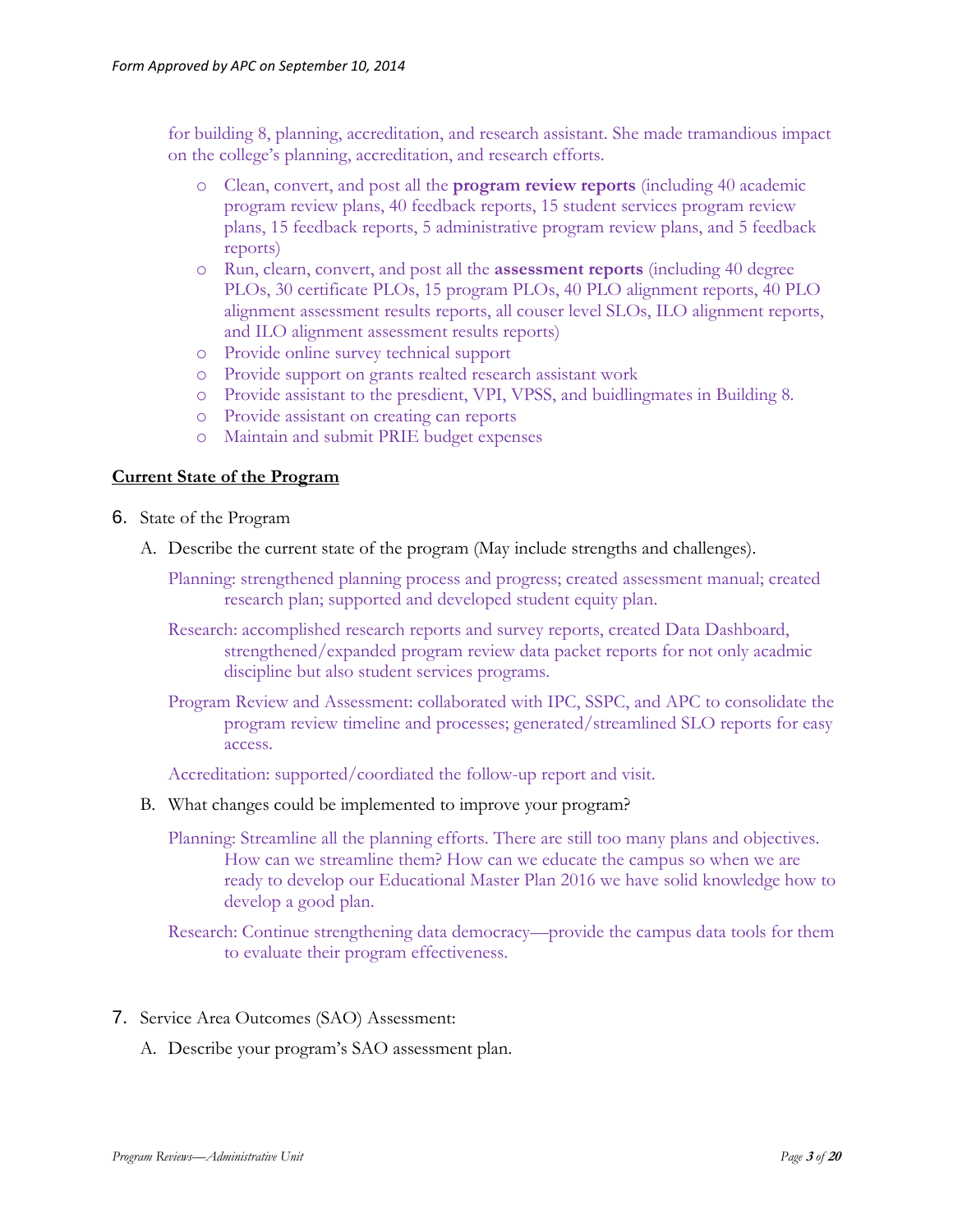for building 8, planning, accreditation, and research assistant. She made tramandious impact on the college's planning, accreditation, and research efforts.

- Clean, convert, and post all the **program review reports** (including 40 academic program review plans, 40 feedback reports, 15 student services program review plans, 15 feedback reports, 5 administrative program review plans, and 5 feedback reports)
- Run, clearn, convert, and post all the **assessment reports** (including 40 degree PLOs, 30 certificate PLOs, 15 program PLOs, 40 PLO alignment reports, 40 PLO alignment assessment results reports, all couser level SLOs, ILO alignment reports, and ILO alignment assessment results reports)
- Provide online survey technical support
- Provide support on grants realted research assistant work
- Provide assistant to the presdient, VPI, VPSS, and buidlingmates in Building 8.
- Provide assistant on creating can reports
- Maintain and submit PRIE budget expenses

## Current State of the Program

6. State of the Program

   A. Describe the current state of the program (May include strengths and challenges).

   Planning: strengthened planning process and progress; created assessment manual; created research plan; supported and developed student equity plan.

   Research: accomplished research reports and survey reports, created Data Dashboard, strengthened/expanded program review data packet reports for not only acadmic discipline but also student services programs.

   Program Review and Assessment: collaborated with IPC, SSPC, and APC to consolidate the program review timeline and processes; generated/streamlined SLO reports for easy access.

   Accreditation: supported/coordiated the follow-up report and visit.

   B. What changes could be implemented to improve your program?

   Planning: Streamline all the planning efforts. There are still too many plans and objectives. How can we streamline them? How can we educate the campus so when we are ready to develop our Educational Master Plan 2016 we have solid knowledge how to develop a good plan.

   Research: Continue strengthening data democracy—provide the campus data tools for them to evaluate their program effectiveness.

7. Service Area Outcomes (SAO) Assessment:

   A. Describe your program's SAO assessment plan.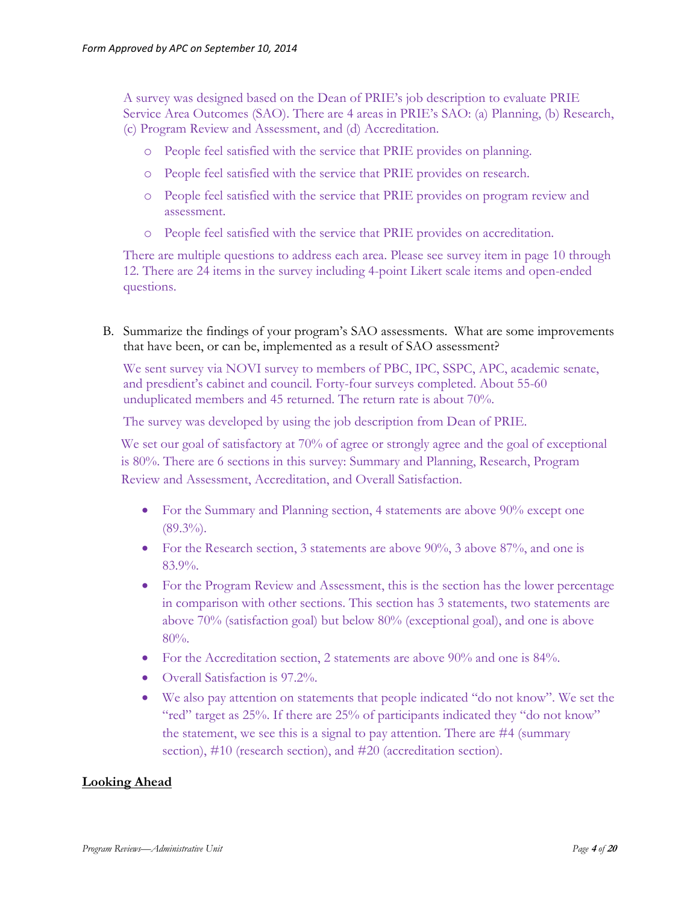A survey was designed based on the Dean of PRIE's job description to evaluate PRIE Service Area Outcomes (SAO). There are 4 areas in PRIE's SAO: (a) Planning, (b) Research, (c) Program Review and Assessment, and (d) Accreditation.

- People feel satisfied with the service that PRIE provides on planning.
- People feel satisfied with the service that PRIE provides on research.
- People feel satisfied with the service that PRIE provides on program review and assessment.
- People feel satisfied with the service that PRIE provides on accreditation.

There are multiple questions to address each area. Please see survey item in page 10 through 12. There are 24 items in the survey including 4-point Likert scale items and open-ended questions.

B. Summarize the findings of your program's SAO assessments. What are some improvements that have been, or can be, implemented as a result of SAO assessment?

We sent survey via NOVI survey to members of PBC, IPC, SSPC, APC, academic senate, and presdient's cabinet and council. Forty-four surveys completed. About 55-60 unduplicated members and 45 returned. The return rate is about 70%.

The survey was developed by using the job description from Dean of PRIE.

We set our goal of satisfactory at 70% of agree or strongly agree and the goal of exceptional is 80%. There are 6 sections in this survey: Summary and Planning, Research, Program Review and Assessment, Accreditation, and Overall Satisfaction.

- For the Summary and Planning section, 4 statements are above 90% except one (89.3%).
- For the Research section, 3 statements are above 90%, 3 above 87%, and one is 83.9%.
- For the Program Review and Assessment, this is the section has the lower percentage in comparison with other sections. This section has 3 statements, two statements are above 70% (satisfaction goal) but below 80% (exceptional goal), and one is above 80%.
- For the Accreditation section, 2 statements are above 90% and one is 84%.
- Overall Satisfaction is 97.2%.
- We also pay attention on statements that people indicated "do not know". We set the "red" target as 25%. If there are 25% of participants indicated they "do not know" the statement, we see this is a signal to pay attention. There are #4 (summary section), #10 (research section), and #20 (accreditation section).

## Looking Ahead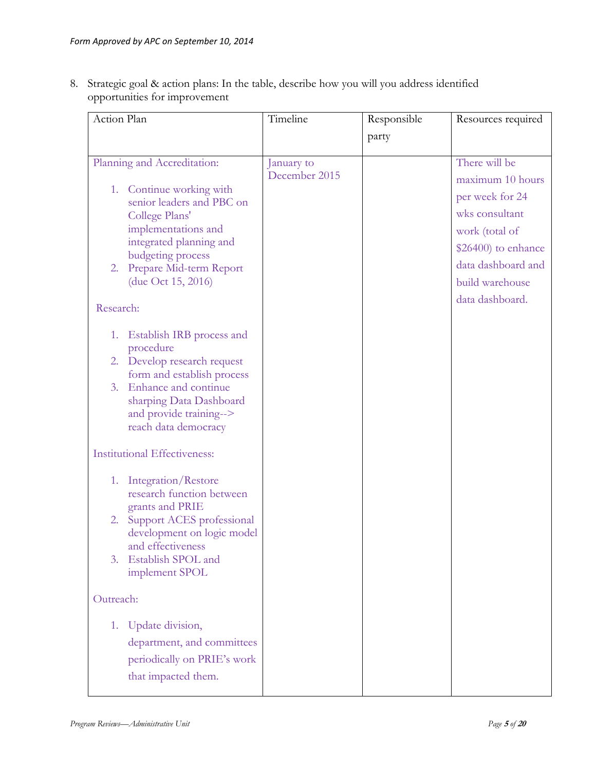8. Strategic goal & action plans: In the table, describe how you will you address identified opportunities for improvement

| Action Plan | Timeline | Responsible party | Resources required |
|---|---|---|---|
| Planning and Accreditation:<br><br>1. Continue working with senior leaders and PBC on College Plans' implementations and integrated planning and budgeting process<br>2. Prepare Mid-term Report (due Oct 15, 2016)<br><br>Research:<br><br>1. Establish IRB process and procedure<br>2. Develop research request form and establish process<br>3. Enhance and continue sharping Data Dashboard and provide training--> reach data democracy<br><br>Institutional Effectiveness:<br><br>1. Integration/Restore research function between grants and PRIE<br>2. Support ACES professional development on logic model and effectiveness<br>3. Establish SPOL and implement SPOL<br><br>Outreach:<br><br>1. Update division, department, and committees periodically on PRIE's work that impacted them. | January to December 2015 | | There will be maximum 10 hours per week for 24 wks consultant work (total of $26400) to enhance data dashboard and build warehouse data dashboard. |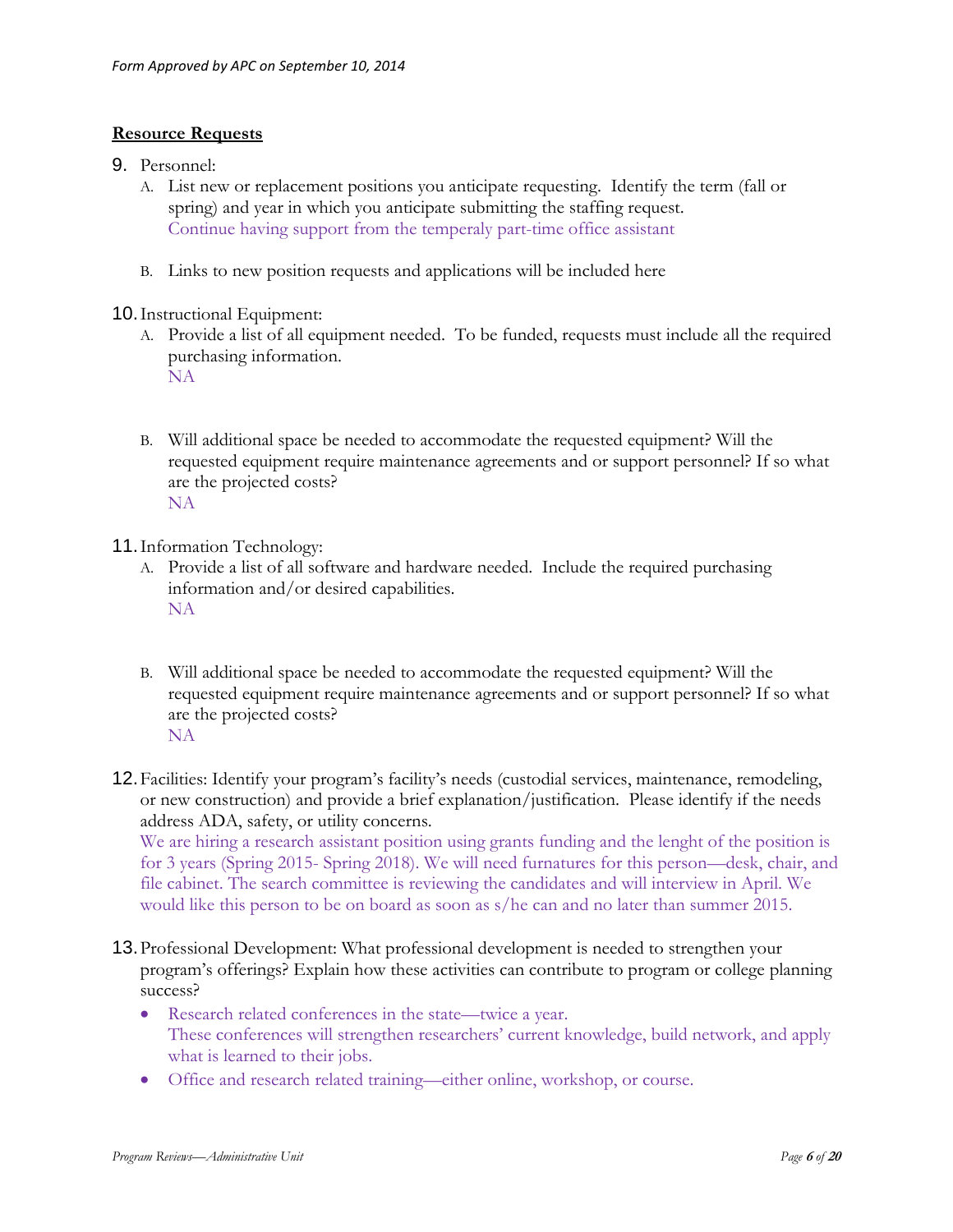## Resource Requests

9. Personnel:
   A. List new or replacement positions you anticipate requesting. Identify the term (fall or spring) and year in which you anticipate submitting the staffing request.
   Continue having support from the temperaly part-time office assistant

   B. Links to new position requests and applications will be included here

10. Instructional Equipment:
    A. Provide a list of all equipment needed. To be funded, requests must include all the required purchasing information.
    NA

    B. Will additional space be needed to accommodate the requested equipment? Will the requested equipment require maintenance agreements and or support personnel? If so what are the projected costs?
    NA

11. Information Technology:
    A. Provide a list of all software and hardware needed. Include the required purchasing information and/or desired capabilities.
    NA

    B. Will additional space be needed to accommodate the requested equipment? Will the requested equipment require maintenance agreements and or support personnel? If so what are the projected costs?
    NA

12. Facilities: Identify your program's facility's needs (custodial services, maintenance, remodeling, or new construction) and provide a brief explanation/justification. Please identify if the needs address ADA, safety, or utility concerns.
    We are hiring a research assistant position using grants funding and the lenght of the position is for 3 years (Spring 2015- Spring 2018). We will need furnatures for this person—desk, chair, and file cabinet. The search committee is reviewing the candidates and will interview in April. We would like this person to be on board as soon as s/he can and no later than summer 2015.

13. Professional Development: What professional development is needed to strengthen your program's offerings? Explain how these activities can contribute to program or college planning success?
    - Research related conferences in the state—twice a year.
      These conferences will strengthen researchers' current knowledge, build network, and apply what is learned to their jobs.
    - Office and research related training—either online, workshop, or course.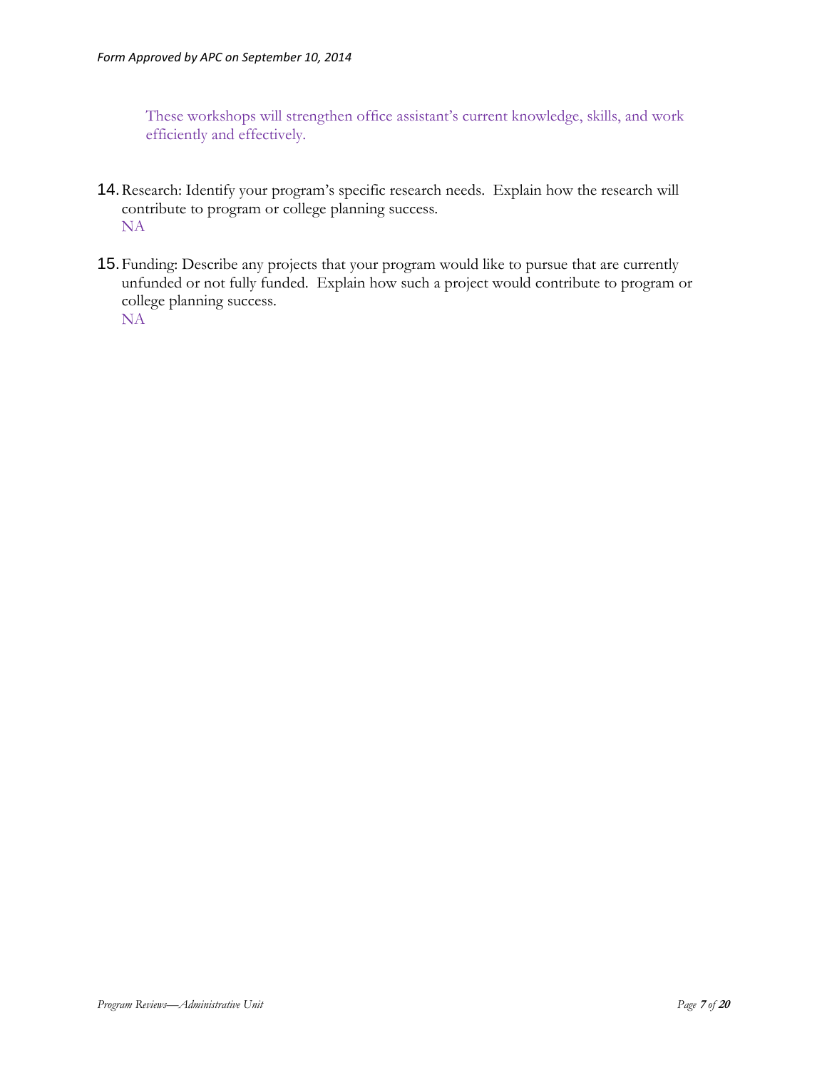These workshops will strengthen office assistant's current knowledge, skills, and work efficiently and effectively.

14. Research: Identify your program's specific research needs. Explain how the research will contribute to program or college planning success.
    NA

15. Funding: Describe any projects that your program would like to pursue that are currently unfunded or not fully funded. Explain how such a project would contribute to program or college planning success.
    NA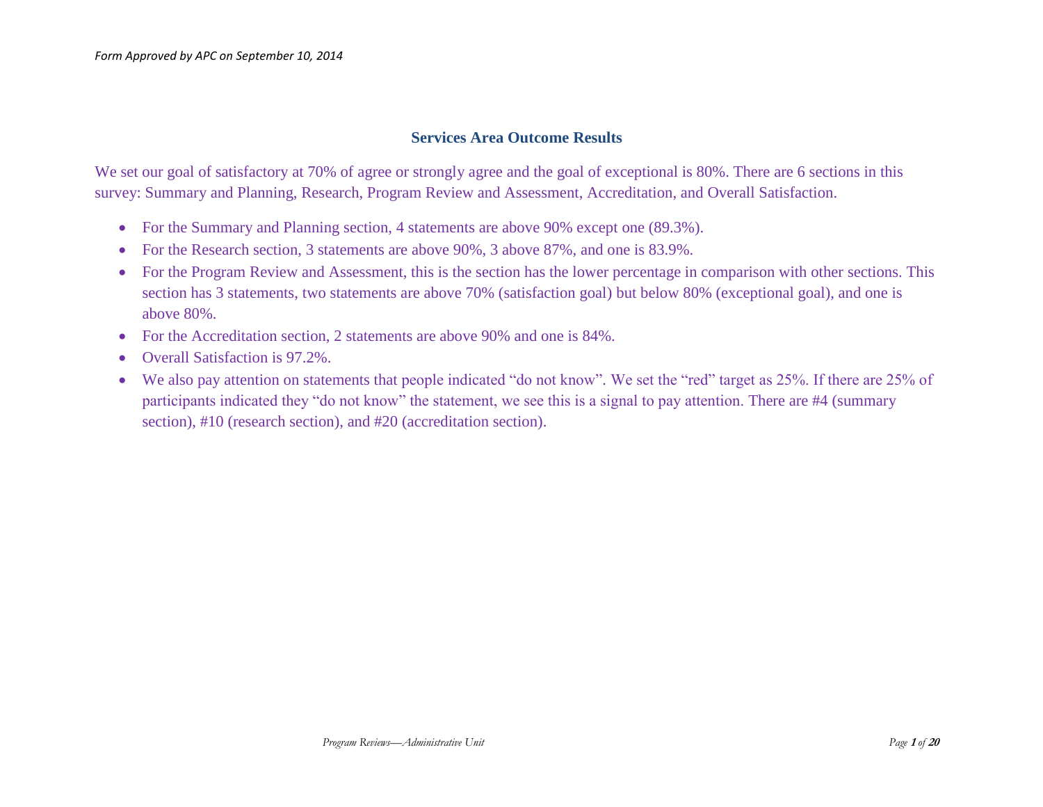## Services Area Outcome Results

We set our goal of satisfactory at 70% of agree or strongly agree and the goal of exceptional is 80%. There are 6 sections in this survey: Summary and Planning, Research, Program Review and Assessment, Accreditation, and Overall Satisfaction.

- For the Summary and Planning section, 4 statements are above 90% except one (89.3%).
- For the Research section, 3 statements are above 90%, 3 above 87%, and one is 83.9%.
- For the Program Review and Assessment, this is the section has the lower percentage in comparison with other sections. This section has 3 statements, two statements are above 70% (satisfaction goal) but below 80% (exceptional goal), and one is above 80%.
- For the Accreditation section, 2 statements are above 90% and one is 84%.
- Overall Satisfaction is 97.2%.
- We also pay attention on statements that people indicated "do not know". We set the "red" target as 25%. If there are 25% of participants indicated they "do not know" the statement, we see this is a signal to pay attention. There are #4 (summary section), #10 (research section), and #20 (accreditation section).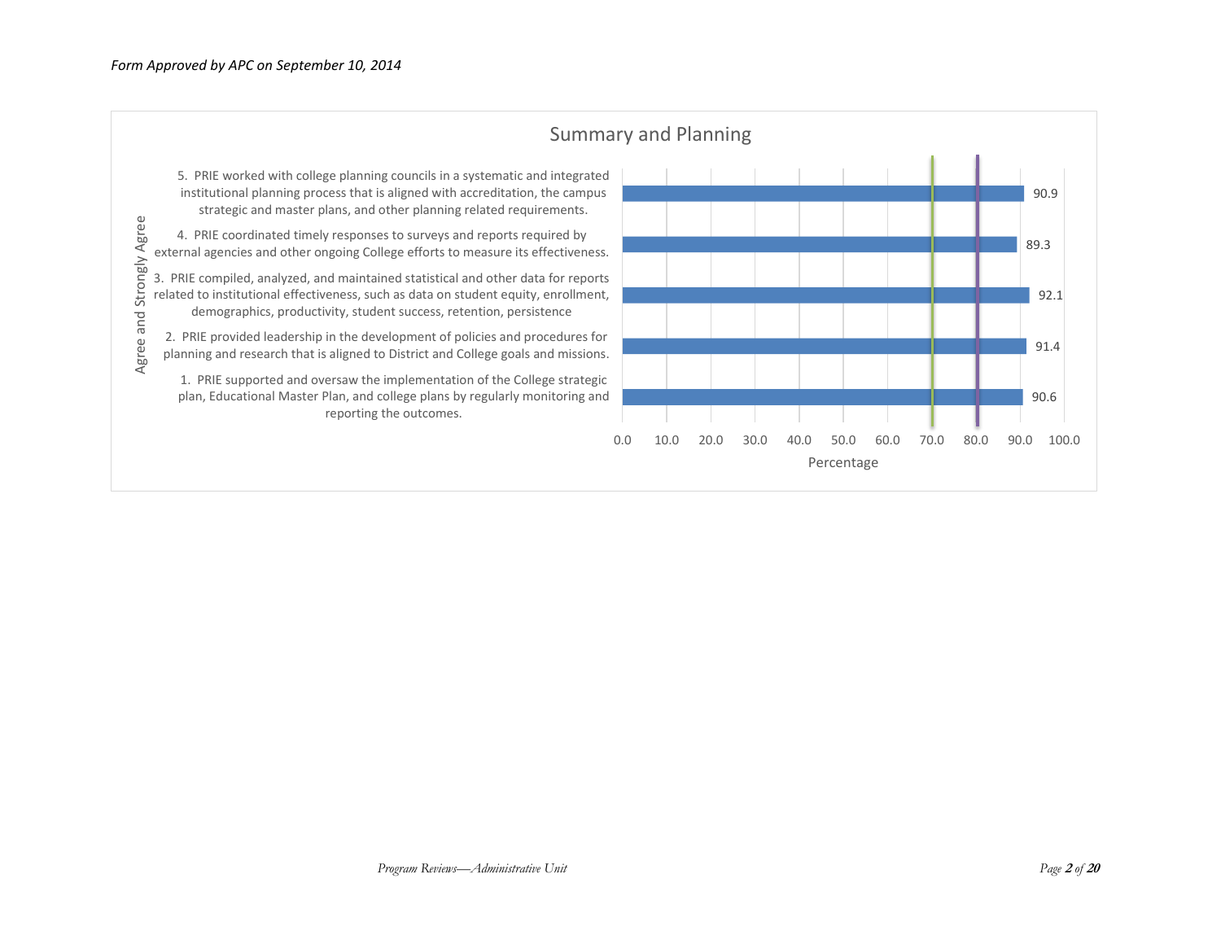*Form Approved by APC on September 10, 2014*

## Summary and Planning

| Agree and Strongly Agree | Percentage |
|---|---|
| 5. PRIE worked with college planning councils in a systematic and integrated institutional planning process that is aligned with accreditation, the campus strategic and master plans, and other planning related requirements. | 90.9 |
| 4. PRIE coordinated timely responses to surveys and reports required by external agencies and other ongoing College efforts to measure its effectiveness. | 89.3 |
| 3. PRIE compiled, analyzed, and maintained statistical and other data for reports related to institutional effectiveness, such as data on student equity, enrollment, demographics, productivity, student success, retention, persistence | 92.1 |
| 2. PRIE provided leadership in the development of policies and procedures for planning and research that is aligned to District and College goals and missions. | 91.4 |
| 1. PRIE supported and oversaw the implementation of the College strategic plan, Educational Master Plan, and college plans by regularly monitoring and reporting the outcomes. | 90.6 |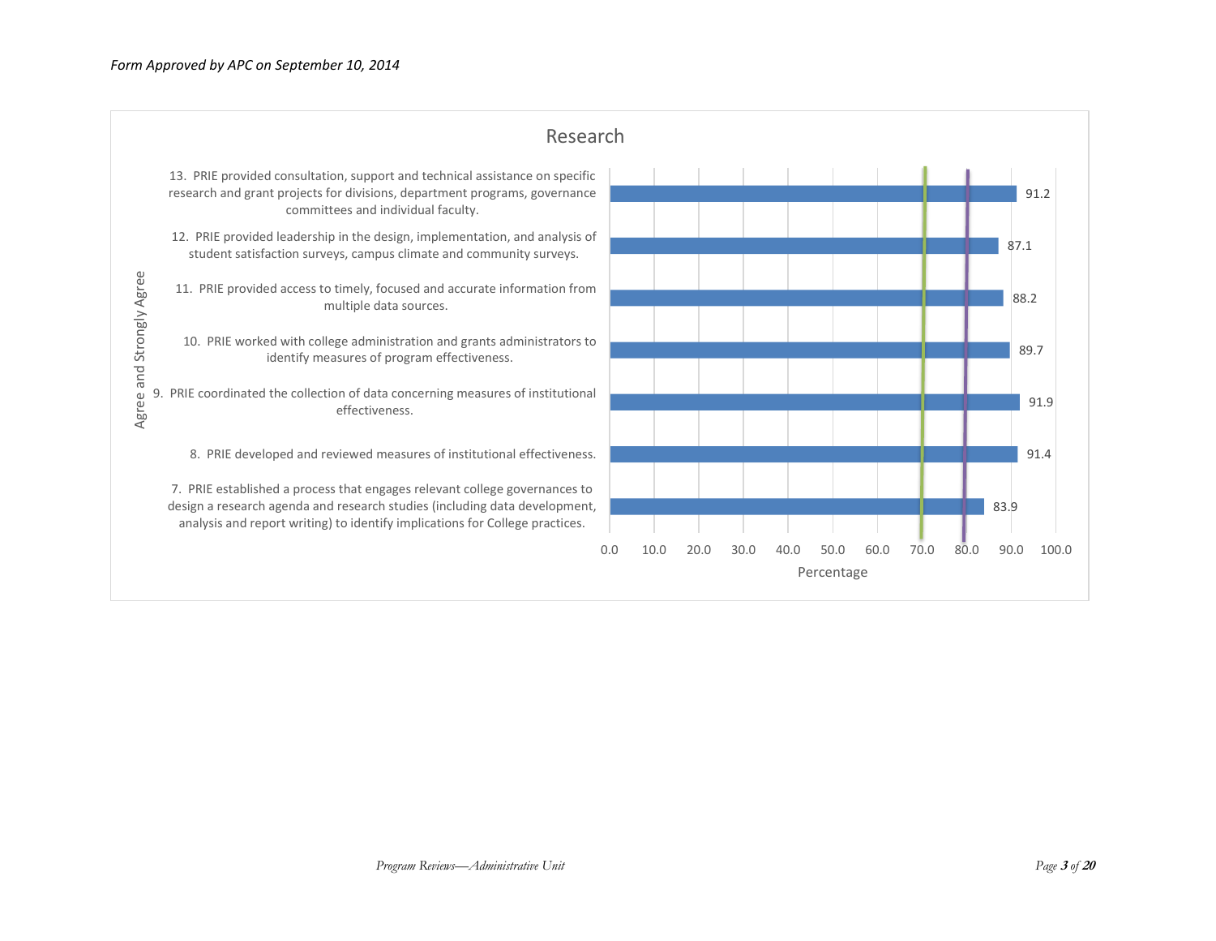*Form Approved by APC on September 10, 2014*

## Research

| Item | Agree and Strongly Agree (Percentage) |
|---|---|
| 13. PRIE provided consultation, support and technical assistance on specific research and grant projects for divisions, department programs, governance committees and individual faculty. | 91.2 |
| 12. PRIE provided leadership in the design, implementation, and analysis of student satisfaction surveys, campus climate and community surveys. | 87.1 |
| 11. PRIE provided access to timely, focused and accurate information from multiple data sources. | 88.2 |
| 10. PRIE worked with college administration and grants administrators to identify measures of program effectiveness. | 89.7 |
| 9. PRIE coordinated the collection of data concerning measures of institutional effectiveness. | 91.9 |
| 8. PRIE developed and reviewed measures of institutional effectiveness. | 91.4 |
| 7. PRIE established a process that engages relevant college governances to design a research agenda and research studies (including data development, analysis and report writing) to identify implications for College practices. | 83.9 |

Percentage (axis: 0.0 – 100.0)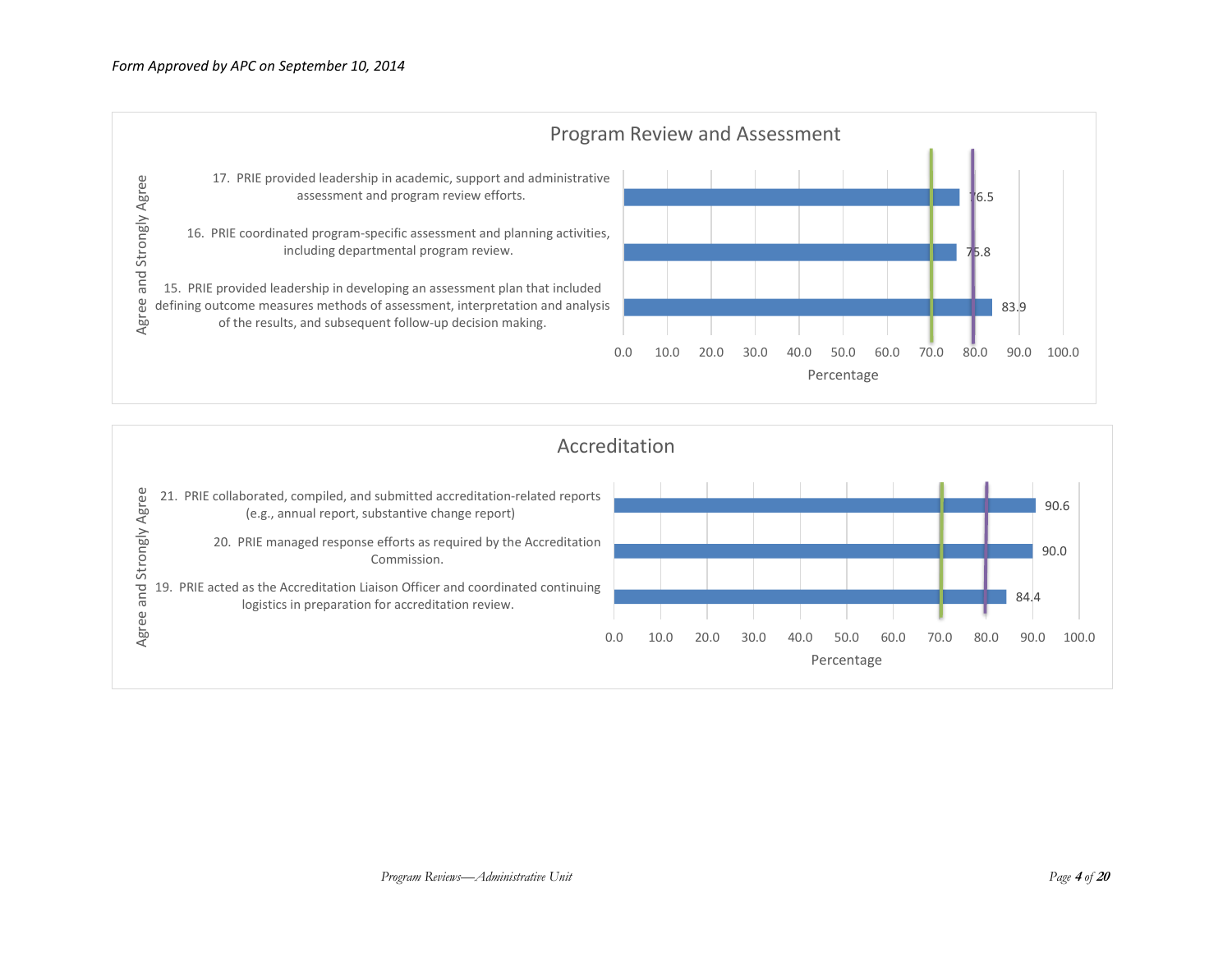*Form Approved by APC on September 10, 2014*

## Program Review and Assessment

| Agree and Strongly Agree | Percentage |
|---|---|
| 17. PRIE provided leadership in academic, support and administrative assessment and program review efforts. | 76.5 |
| 16. PRIE coordinated program-specific assessment and planning activities, including departmental program review. | 75.8 |
| 15. PRIE provided leadership in developing an assessment plan that included defining outcome measures methods of assessment, interpretation and analysis of the results, and subsequent follow-up decision making. | 83.9 |

## Accreditation

| Agree and Strongly Agree | Percentage |
|---|---|
| 21. PRIE collaborated, compiled, and submitted accreditation-related reports (e.g., annual report, substantive change report) | 90.6 |
| 20. PRIE managed response efforts as required by the Accreditation Commission. | 90.0 |
| 19. PRIE acted as the Accreditation Liaison Officer and coordinated continuing logistics in preparation for accreditation review. | 84.4 |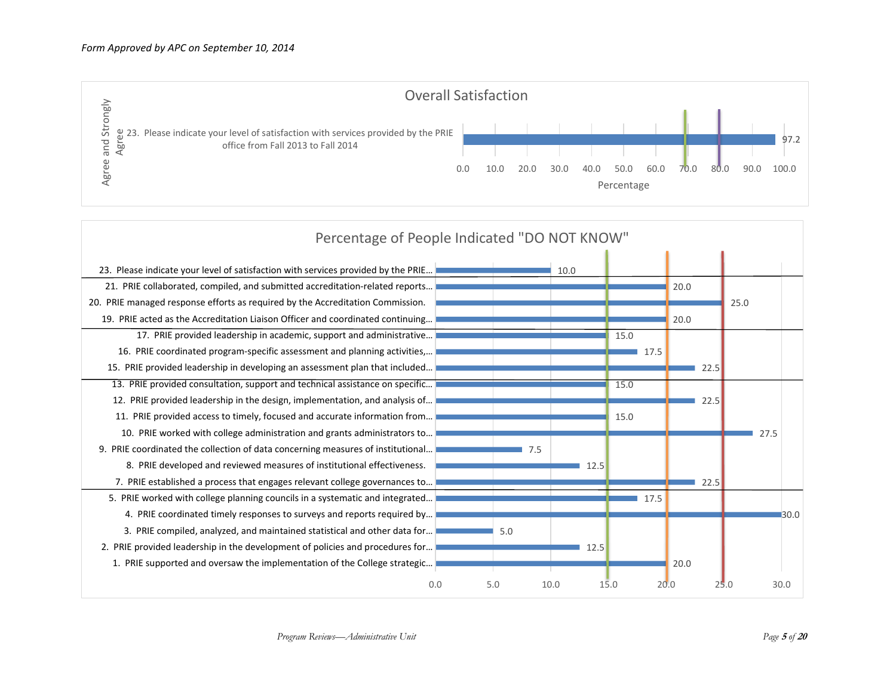*Form Approved by APC on September 10, 2014*

## Overall Satisfaction

| Agree and Strongly Agree | Percentage |
|---|---|
| 23. Please indicate your level of satisfaction with services provided by the PRIE office from Fall 2013 to Fall 2014 | 97.2 |

## Percentage of People Indicated "DO NOT KNOW"

| Item | Percentage |
|---|---|
| 23. Please indicate your level of satisfaction with services provided by the PRIE… | 10.0 |
| 21. PRIE collaborated, compiled, and submitted accreditation-related reports… | 20.0 |
| 20. PRIE managed response efforts as required by the Accreditation Commission. | 25.0 |
| 19. PRIE acted as the Accreditation Liaison Officer and coordinated continuing… | 20.0 |
| 17. PRIE provided leadership in academic, support and administrative… | 15.0 |
| 16. PRIE coordinated program-specific assessment and planning activities,… | 17.5 |
| 15. PRIE provided leadership in developing an assessment plan that included… | 22.5 |
| 13. PRIE provided consultation, support and technical assistance on specific… | 15.0 |
| 12. PRIE provided leadership in the design, implementation, and analysis of… | 22.5 |
| 11. PRIE provided access to timely, focused and accurate information from… | 15.0 |
| 10. PRIE worked with college administration and grants administrators to… | 27.5 |
| 9. PRIE coordinated the collection of data concerning measures of institutional… | 7.5 |
| 8. PRIE developed and reviewed measures of institutional effectiveness. | 12.5 |
| 7. PRIE established a process that engages relevant college governances to… | 22.5 |
| 5. PRIE worked with college planning councils in a systematic and integrated… | 17.5 |
| 4. PRIE coordinated timely responses to surveys and reports required by… | 30.0 |
| 3. PRIE compiled, analyzed, and maintained statistical and other data for… | 5.0 |
| 2. PRIE provided leadership in the development of policies and procedures for… | 12.5 |
| 1. PRIE supported and oversaw the implementation of the College strategic… | 20.0 |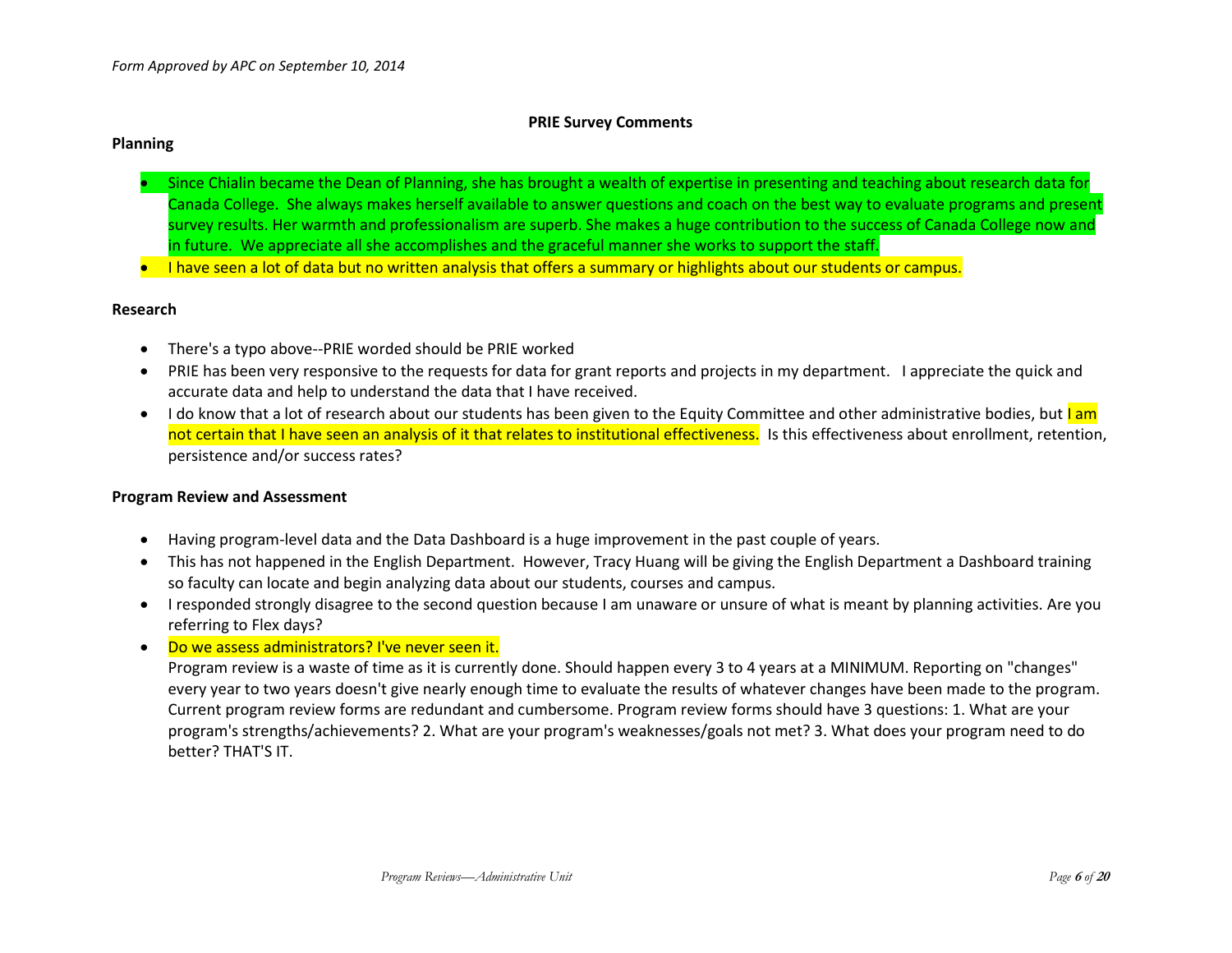*Form Approved by APC on September 10, 2014*

**PRIE Survey Comments**

**Planning**

- Since Chialin became the Dean of Planning, she has brought a wealth of expertise in presenting and teaching about research data for Canada College. She always makes herself available to answer questions and coach on the best way to evaluate programs and present survey results. Her warmth and professionalism are superb. She makes a huge contribution to the success of Canada College now and in future. We appreciate all she accomplishes and the graceful manner she works to support the staff.
- I have seen a lot of data but no written analysis that offers a summary or highlights about our students or campus.

**Research**

- There's a typo above--PRIE worded should be PRIE worked
- PRIE has been very responsive to the requests for data for grant reports and projects in my department. I appreciate the quick and accurate data and help to understand the data that I have received.
- I do know that a lot of research about our students has been given to the Equity Committee and other administrative bodies, but I am not certain that I have seen an analysis of it that relates to institutional effectiveness. Is this effectiveness about enrollment, retention, persistence and/or success rates?

**Program Review and Assessment**

- Having program-level data and the Data Dashboard is a huge improvement in the past couple of years.
- This has not happened in the English Department. However, Tracy Huang will be giving the English Department a Dashboard training so faculty can locate and begin analyzing data about our students, courses and campus.
- I responded strongly disagree to the second question because I am unaware or unsure of what is meant by planning activities. Are you referring to Flex days?
- Do we assess administrators? I've never seen it.
  Program review is a waste of time as it is currently done. Should happen every 3 to 4 years at a MINIMUM. Reporting on "changes" every year to two years doesn't give nearly enough time to evaluate the results of whatever changes have been made to the program. Current program review forms are redundant and cumbersome. Program review forms should have 3 questions: 1. What are your program's strengths/achievements? 2. What are your program's weaknesses/goals not met? 3. What does your program need to do better? THAT'S IT.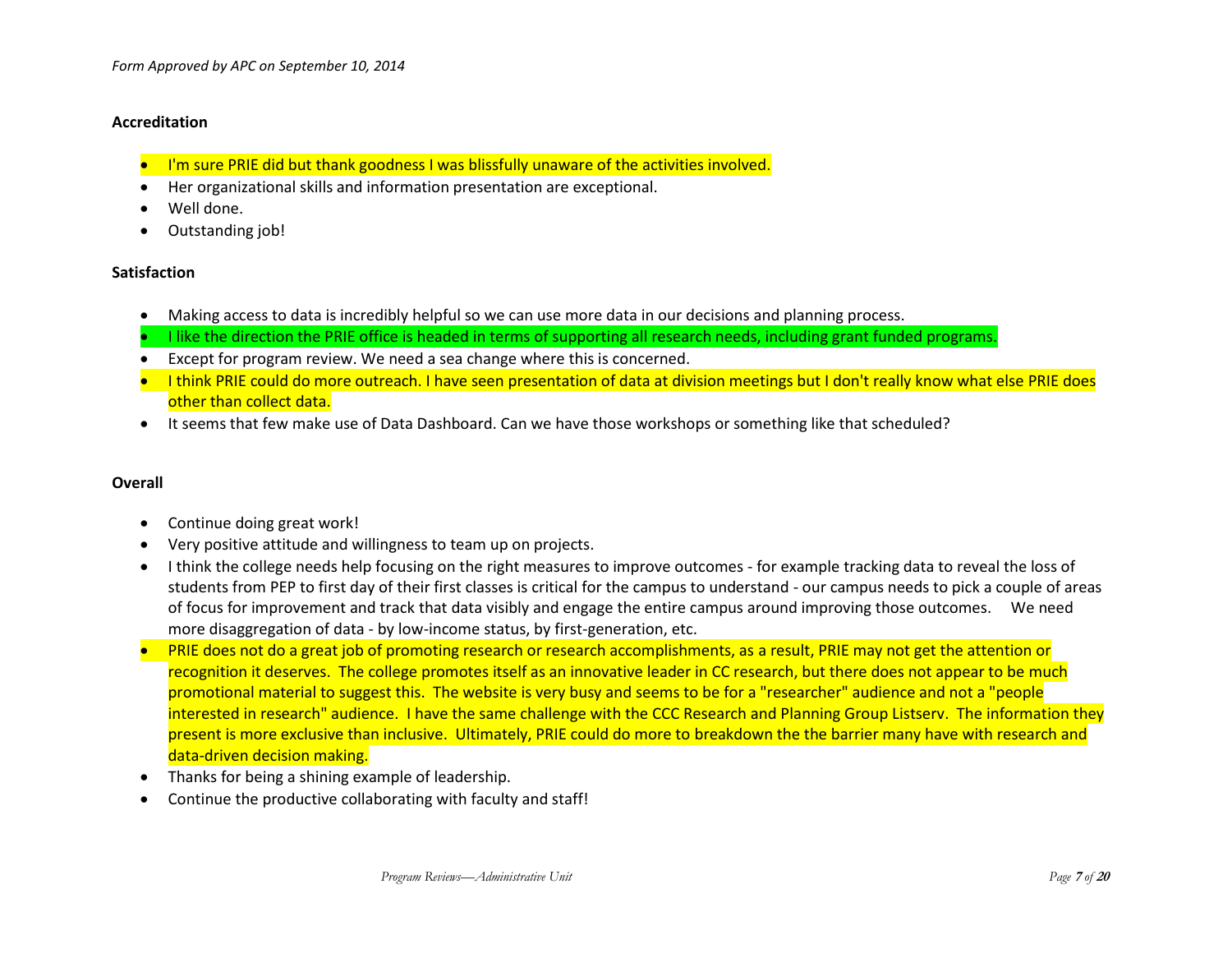### Accreditation

- I'm sure PRIE did but thank goodness I was blissfully unaware of the activities involved.
- Her organizational skills and information presentation are exceptional.
- Well done.
- Outstanding job!

### Satisfaction

- Making access to data is incredibly helpful so we can use more data in our decisions and planning process.
- I like the direction the PRIE office is headed in terms of supporting all research needs, including grant funded programs.
- Except for program review. We need a sea change where this is concerned.
- I think PRIE could do more outreach. I have seen presentation of data at division meetings but I don't really know what else PRIE does other than collect data.
- It seems that few make use of Data Dashboard. Can we have those workshops or something like that scheduled?

### Overall

- Continue doing great work!
- Very positive attitude and willingness to team up on projects.
- I think the college needs help focusing on the right measures to improve outcomes - for example tracking data to reveal the loss of students from PEP to first day of their first classes is critical for the campus to understand - our campus needs to pick a couple of areas of focus for improvement and track that data visibly and engage the entire campus around improving those outcomes. We need more disaggregation of data - by low-income status, by first-generation, etc.
- PRIE does not do a great job of promoting research or research accomplishments, as a result, PRIE may not get the attention or recognition it deserves. The college promotes itself as an innovative leader in CC research, but there does not appear to be much promotional material to suggest this. The website is very busy and seems to be for a "researcher" audience and not a "people interested in research" audience. I have the same challenge with the CCC Research and Planning Group Listserv. The information they present is more exclusive than inclusive. Ultimately, PRIE could do more to breakdown the the barrier many have with research and data-driven decision making.
- Thanks for being a shining example of leadership.
- Continue the productive collaborating with faculty and staff!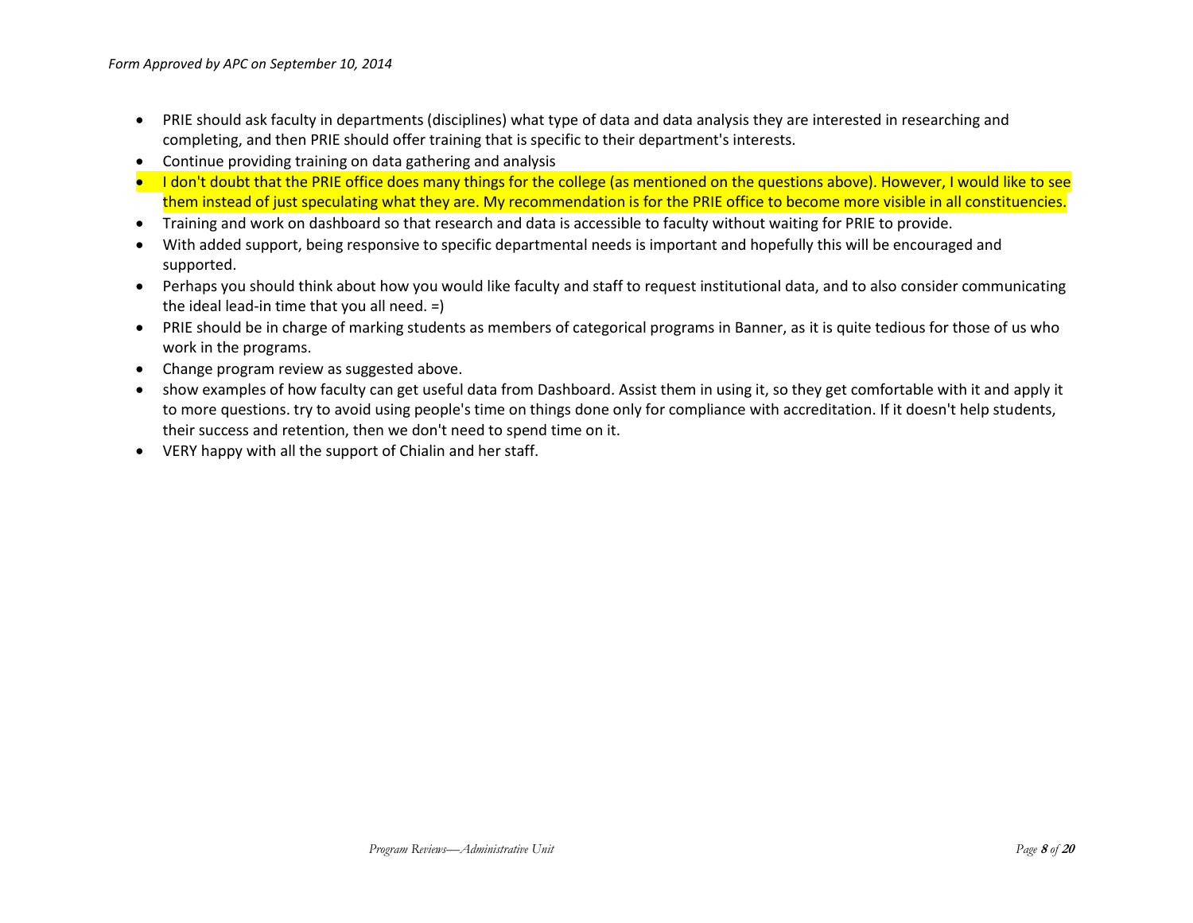- PRIE should ask faculty in departments (disciplines) what type of data and data analysis they are interested in researching and completing, and then PRIE should offer training that is specific to their department's interests.
- Continue providing training on data gathering and analysis
- I don't doubt that the PRIE office does many things for the college (as mentioned on the questions above). However, I would like to see them instead of just speculating what they are. My recommendation is for the PRIE office to become more visible in all constituencies.
- Training and work on dashboard so that research and data is accessible to faculty without waiting for PRIE to provide.
- With added support, being responsive to specific departmental needs is important and hopefully this will be encouraged and supported.
- Perhaps you should think about how you would like faculty and staff to request institutional data, and to also consider communicating the ideal lead-in time that you all need. =)
- PRIE should be in charge of marking students as members of categorical programs in Banner, as it is quite tedious for those of us who work in the programs.
- Change program review as suggested above.
- show examples of how faculty can get useful data from Dashboard. Assist them in using it, so they get comfortable with it and apply it to more questions. try to avoid using people's time on things done only for compliance with accreditation. If it doesn't help students, their success and retention, then we don't need to spend time on it.
- VERY happy with all the support of Chialin and her staff.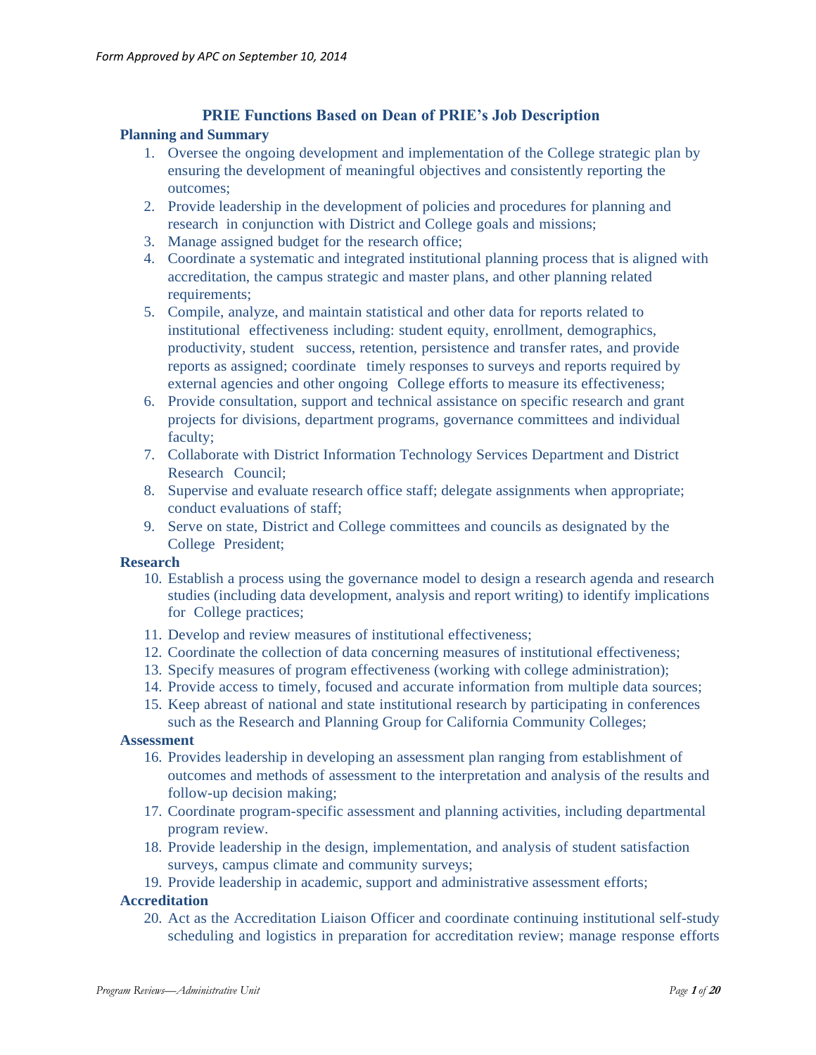*Form Approved by APC on September 10, 2014*

## PRIE Functions Based on Dean of PRIE's Job Description

### Planning and Summary

1. Oversee the ongoing development and implementation of the College strategic plan by ensuring the development of meaningful objectives and consistently reporting the outcomes;
2. Provide leadership in the development of policies and procedures for planning and research in conjunction with District and College goals and missions;
3. Manage assigned budget for the research office;
4. Coordinate a systematic and integrated institutional planning process that is aligned with accreditation, the campus strategic and master plans, and other planning related requirements;
5. Compile, analyze, and maintain statistical and other data for reports related to institutional effectiveness including: student equity, enrollment, demographics, productivity, student success, retention, persistence and transfer rates, and provide reports as assigned; coordinate timely responses to surveys and reports required by external agencies and other ongoing College efforts to measure its effectiveness;
6. Provide consultation, support and technical assistance on specific research and grant projects for divisions, department programs, governance committees and individual faculty;
7. Collaborate with District Information Technology Services Department and District Research Council;
8. Supervise and evaluate research office staff; delegate assignments when appropriate; conduct evaluations of staff;
9. Serve on state, District and College committees and councils as designated by the College President;

### Research

10. Establish a process using the governance model to design a research agenda and research studies (including data development, analysis and report writing) to identify implications for College practices;
11. Develop and review measures of institutional effectiveness;
12. Coordinate the collection of data concerning measures of institutional effectiveness;
13. Specify measures of program effectiveness (working with college administration);
14. Provide access to timely, focused and accurate information from multiple data sources;
15. Keep abreast of national and state institutional research by participating in conferences such as the Research and Planning Group for California Community Colleges;

### Assessment

16. Provides leadership in developing an assessment plan ranging from establishment of outcomes and methods of assessment to the interpretation and analysis of the results and follow-up decision making;
17. Coordinate program-specific assessment and planning activities, including departmental program review.
18. Provide leadership in the design, implementation, and analysis of student satisfaction surveys, campus climate and community surveys;
19. Provide leadership in academic, support and administrative assessment efforts;

### Accreditation

20. Act as the Accreditation Liaison Officer and coordinate continuing institutional self-study scheduling and logistics in preparation for accreditation review; manage response efforts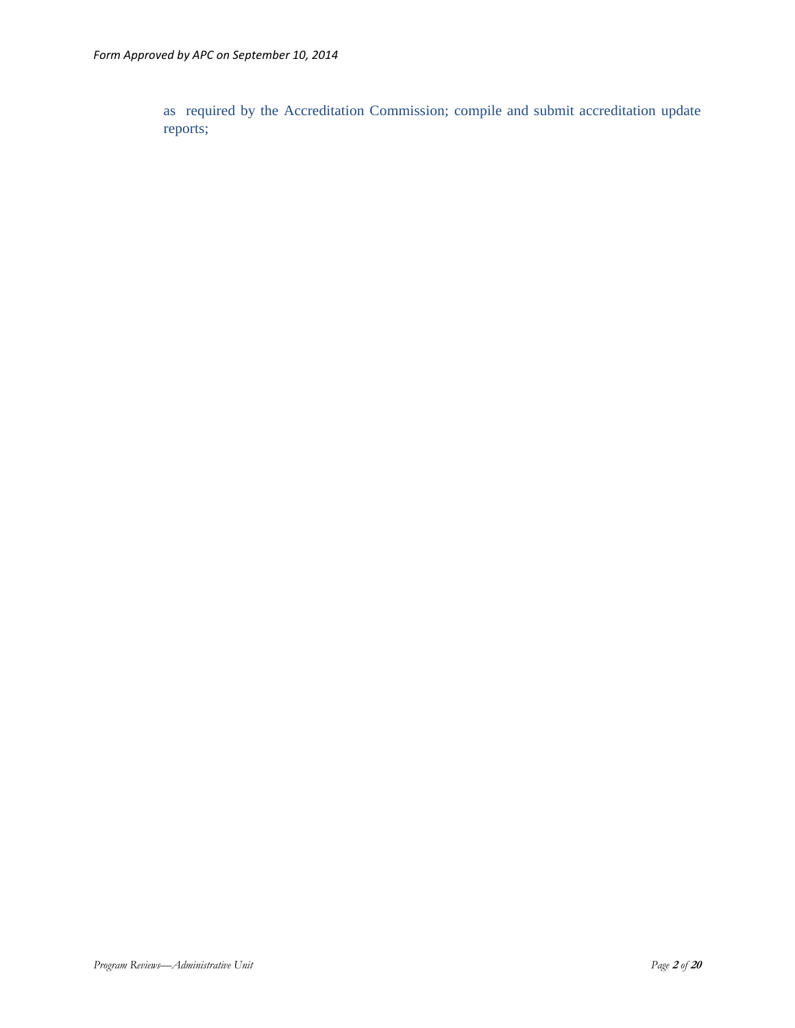as required by the Accreditation Commission; compile and submit accreditation update reports;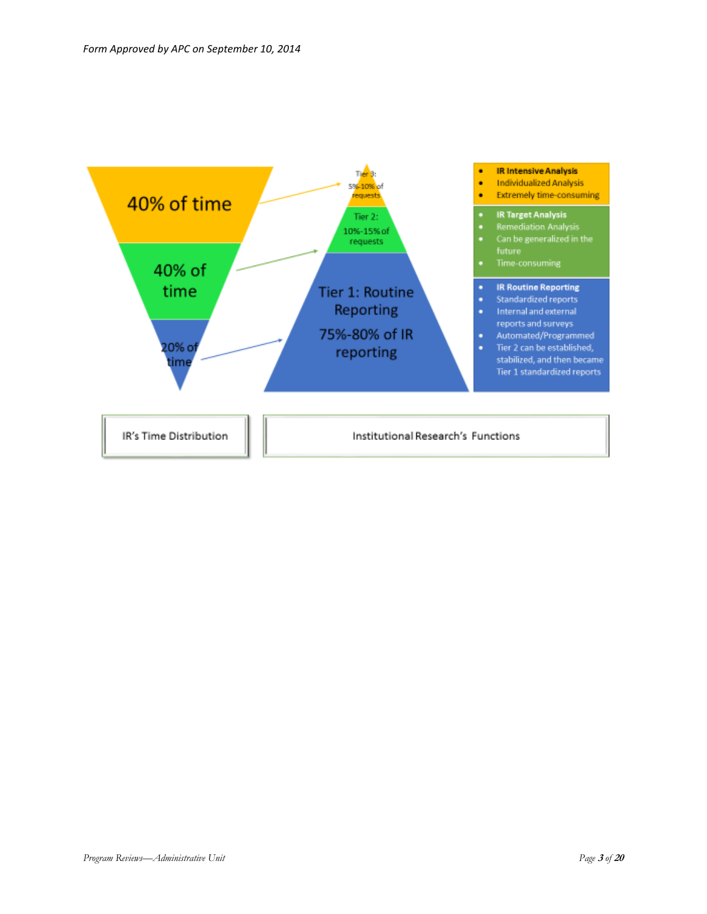*Form Approved by APC on September 10, 2014*

40% of time

40% of time

20% of time

Tier 3: 5%-10% of requests

Tier 2: 10%-15% of requests

Tier 1: Routine Reporting

75%-80% of IR reporting

- **IR Intensive Analysis**
- Individualized Analysis
- Extremely time-consuming

- **IR Target Analysis**
- Remediation Analysis
- Can be generalized in the future
- Time-consuming

- **IR Routine Reporting**
- Standardized reports
- Internal and external reports and surveys
- Automated/Programmed
- Tier 2 can be established, stabilized, and then became Tier 1 standardized reports

IR's Time Distribution

Institutional Research's Functions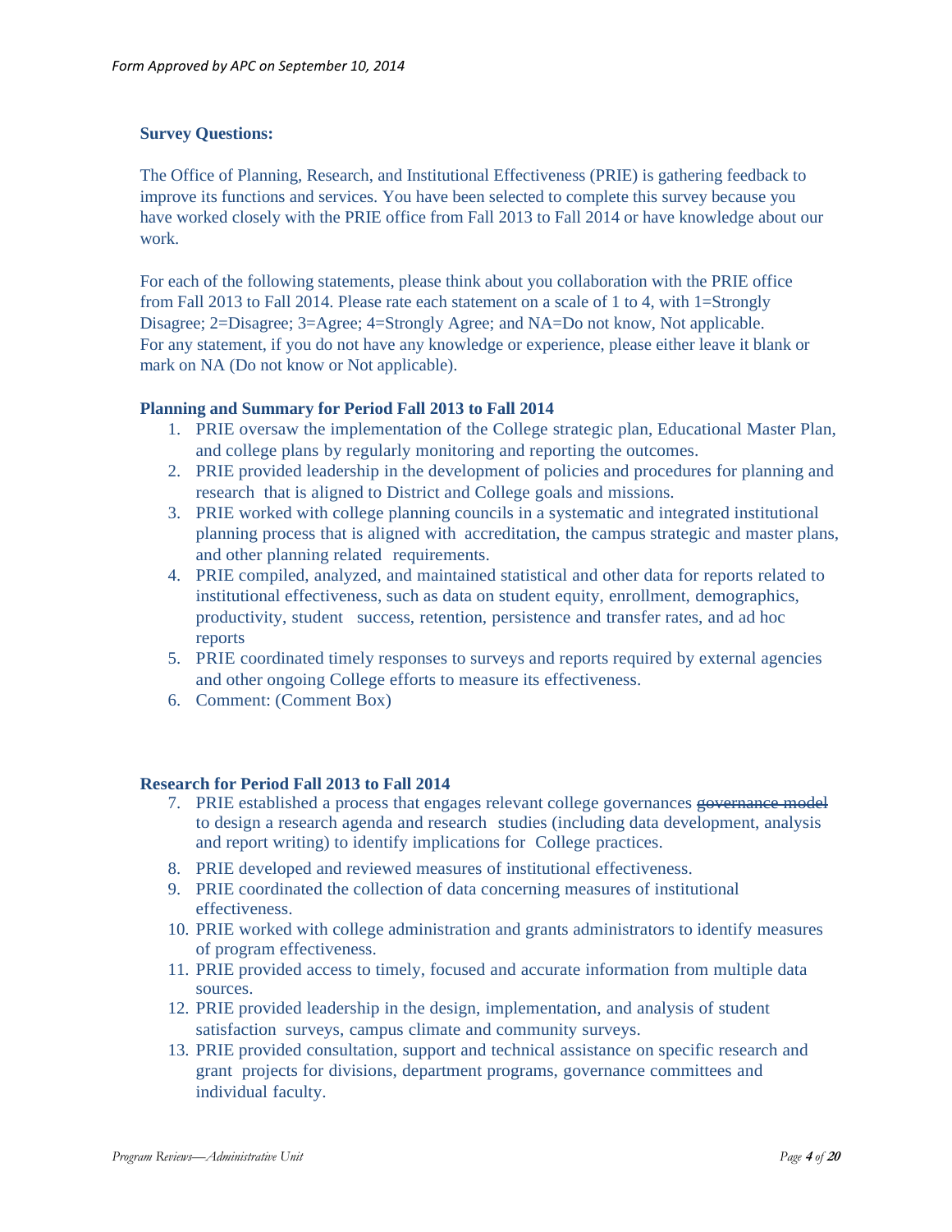**Survey Questions:**

The Office of Planning, Research, and Institutional Effectiveness (PRIE) is gathering feedback to improve its functions and services. You have been selected to complete this survey because you have worked closely with the PRIE office from Fall 2013 to Fall 2014 or have knowledge about our work.

For each of the following statements, please think about you collaboration with the PRIE office from Fall 2013 to Fall 2014. Please rate each statement on a scale of 1 to 4, with 1=Strongly Disagree; 2=Disagree; 3=Agree; 4=Strongly Agree; and NA=Do not know, Not applicable. For any statement, if you do not have any knowledge or experience, please either leave it blank or mark on NA (Do not know or Not applicable).

**Planning and Summary for Period Fall 2013 to Fall 2014**

1. PRIE oversaw the implementation of the College strategic plan, Educational Master Plan, and college plans by regularly monitoring and reporting the outcomes.
2. PRIE provided leadership in the development of policies and procedures for planning and research that is aligned to District and College goals and missions.
3. PRIE worked with college planning councils in a systematic and integrated institutional planning process that is aligned with accreditation, the campus strategic and master plans, and other planning related requirements.
4. PRIE compiled, analyzed, and maintained statistical and other data for reports related to institutional effectiveness, such as data on student equity, enrollment, demographics, productivity, student success, retention, persistence and transfer rates, and ad hoc reports
5. PRIE coordinated timely responses to surveys and reports required by external agencies and other ongoing College efforts to measure its effectiveness.
6. Comment: (Comment Box)

**Research for Period Fall 2013 to Fall 2014**

7. PRIE established a process that engages relevant college governances ~~governance model~~ to design a research agenda and research studies (including data development, analysis and report writing) to identify implications for College practices.
8. PRIE developed and reviewed measures of institutional effectiveness.
9. PRIE coordinated the collection of data concerning measures of institutional effectiveness.
10. PRIE worked with college administration and grants administrators to identify measures of program effectiveness.
11. PRIE provided access to timely, focused and accurate information from multiple data sources.
12. PRIE provided leadership in the design, implementation, and analysis of student satisfaction surveys, campus climate and community surveys.
13. PRIE provided consultation, support and technical assistance on specific research and grant projects for divisions, department programs, governance committees and individual faculty.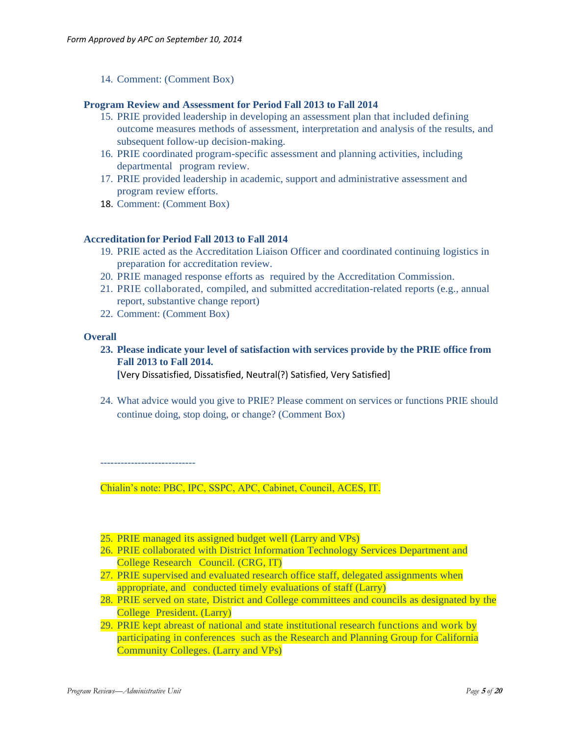14. Comment: (Comment Box)

**Program Review and Assessment for Period Fall 2013 to Fall 2014**

15. PRIE provided leadership in developing an assessment plan that included defining outcome measures methods of assessment, interpretation and analysis of the results, and subsequent follow-up decision-making.
16. PRIE coordinated program-specific assessment and planning activities, including departmental program review.
17. PRIE provided leadership in academic, support and administrative assessment and program review efforts.
18. Comment: (Comment Box)

**Accreditation for Period Fall 2013 to Fall 2014**

19. PRIE acted as the Accreditation Liaison Officer and coordinated continuing logistics in preparation for accreditation review.
20. PRIE managed response efforts as required by the Accreditation Commission.
21. PRIE collaborated, compiled, and submitted accreditation-related reports (e.g., annual report, substantive change report)
22. Comment: (Comment Box)

**Overall**

23. **Please indicate your level of satisfaction with services provide by the PRIE office from Fall 2013 to Fall 2014.**
    [Very Dissatisfied, Dissatisfied, Neutral(?) Satisfied, Very Satisfied]

24. What advice would you give to PRIE? Please comment on services or functions PRIE should continue doing, stop doing, or change? (Comment Box)

---------------------------

Chialin's note: PBC, IPC, SSPC, APC, Cabinet, Council, ACES, IT.

25. PRIE managed its assigned budget well (Larry and VPs)
26. PRIE collaborated with District Information Technology Services Department and College Research Council. (CRG, IT)
27. PRIE supervised and evaluated research office staff, delegated assignments when appropriate, and conducted timely evaluations of staff (Larry)
28. PRIE served on state, District and College committees and councils as designated by the College President. (Larry)
29. PRIE kept abreast of national and state institutional research functions and work by participating in conferences such as the Research and Planning Group for California Community Colleges. (Larry and VPs)